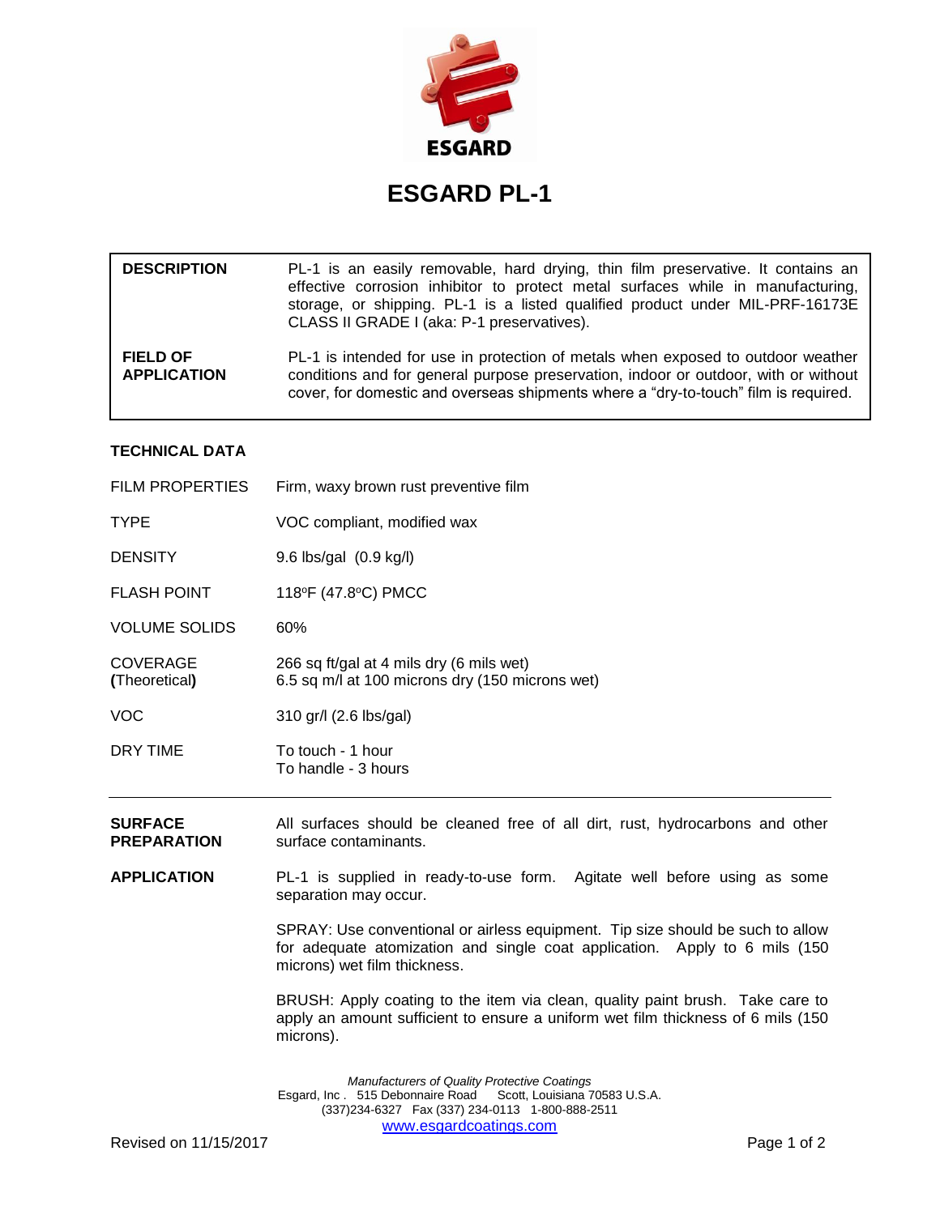ESGARD

# ESGARD PL-1

| | |
|---|---|
| **DESCRIPTION** | PL-1 is an easily removable, hard drying, thin film preservative. It contains an effective corrosion inhibitor to protect metal surfaces while in manufacturing, storage, or shipping. PL-1 is a listed qualified product under MIL-PRF-16173E CLASS II GRADE I (aka: P-1 preservatives). |
| **FIELD OF APPLICATION** | PL-1 is intended for use in protection of metals when exposed to outdoor weather conditions and for general purpose preservation, indoor or outdoor, with or without cover, for domestic and overseas shipments where a "dry-to-touch" film is required. |

## TECHNICAL DATA

| | |
|---|---|
| FILM PROPERTIES | Firm, waxy brown rust preventive film |
| TYPE | VOC compliant, modified wax |
| DENSITY | 9.6 lbs/gal (0.9 kg/l) |
| FLASH POINT | 118ºF (47.8ºC) PMCC |
| VOLUME SOLIDS | 60% |
| COVERAGE **(**Theoretical**)** | 266 sq ft/gal at 4 mils dry (6 mils wet)<br>6.5 sq m/l at 100 microns dry (150 microns wet) |
| VOC | 310 gr/l (2.6 lbs/gal) |
| DRY TIME | To touch - 1 hour<br>To handle - 3 hours |

---

**SURFACE PREPARATION**

All surfaces should be cleaned free of all dirt, rust, hydrocarbons and other surface contaminants.

**APPLICATION**

PL-1 is supplied in ready-to-use form. Agitate well before using as some separation may occur.

SPRAY: Use conventional or airless equipment. Tip size should be such to allow for adequate atomization and single coat application. Apply to 6 mils (150 microns) wet film thickness.

BRUSH: Apply coating to the item via clean, quality paint brush. Take care to apply an amount sufficient to ensure a uniform wet film thickness of 6 mils (150 microns).

*Manufacturers of Quality Protective Coatings*
Esgard, Inc . 515 Debonnaire Road Scott, Louisiana 70583 U.S.A.
(337)234-6327 Fax (337) 234-0113 1-800-888-2511
www.esgardcoatings.com

Revised on 11/15/2017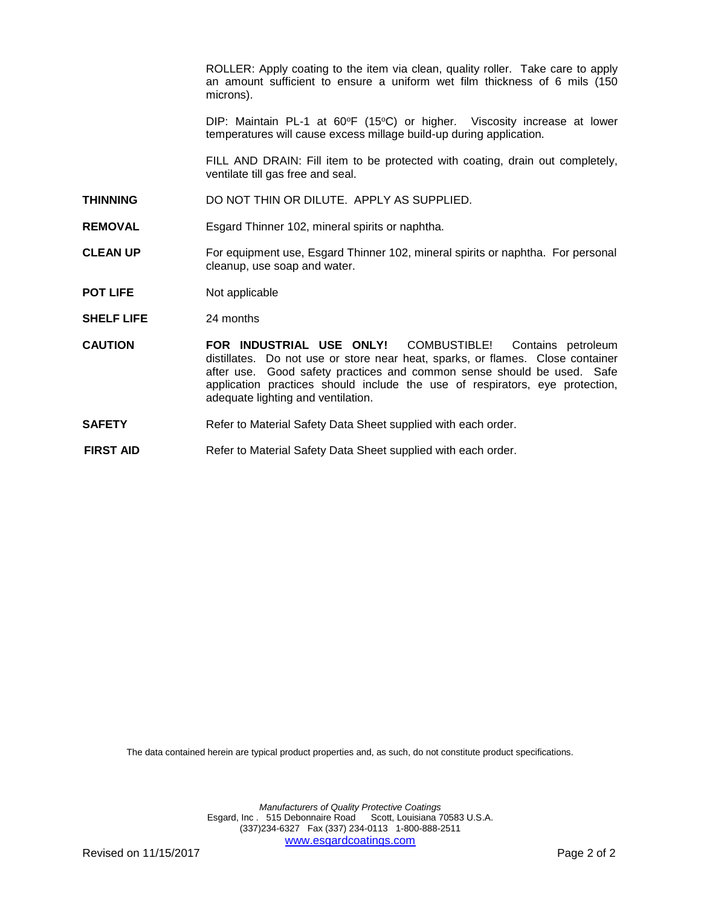ROLLER: Apply coating to the item via clean, quality roller. Take care to apply an amount sufficient to ensure a uniform wet film thickness of 6 mils (150 microns).

DIP: Maintain PL-1 at 60ºF (15ºC) or higher. Viscosity increase at lower temperatures will cause excess millage build-up during application.

FILL AND DRAIN: Fill item to be protected with coating, drain out completely, ventilate till gas free and seal.

**THINNING** DO NOT THIN OR DILUTE. APPLY AS SUPPLIED.

**REMOVAL** Esgard Thinner 102, mineral spirits or naphtha.

**CLEAN UP** For equipment use, Esgard Thinner 102, mineral spirits or naphtha. For personal cleanup, use soap and water.

**POT LIFE** Not applicable

**SHELF LIFE** 24 months

**CAUTION** **FOR INDUSTRIAL USE ONLY!** COMBUSTIBLE! Contains petroleum distillates. Do not use or store near heat, sparks, or flames. Close container after use. Good safety practices and common sense should be used. Safe application practices should include the use of respirators, eye protection, adequate lighting and ventilation.

**SAFETY** Refer to Material Safety Data Sheet supplied with each order.

**FIRST AID** Refer to Material Safety Data Sheet supplied with each order.

The data contained herein are typical product properties and, as such, do not constitute product specifications.

*Manufacturers of Quality Protective Coatings*
Esgard, Inc . 515 Debonnaire Road Scott, Louisiana 70583 U.S.A.
(337)234-6327 Fax (337) 234-0113 1-800-888-2511
www.esgardcoatings.com

Revised on 11/15/2017